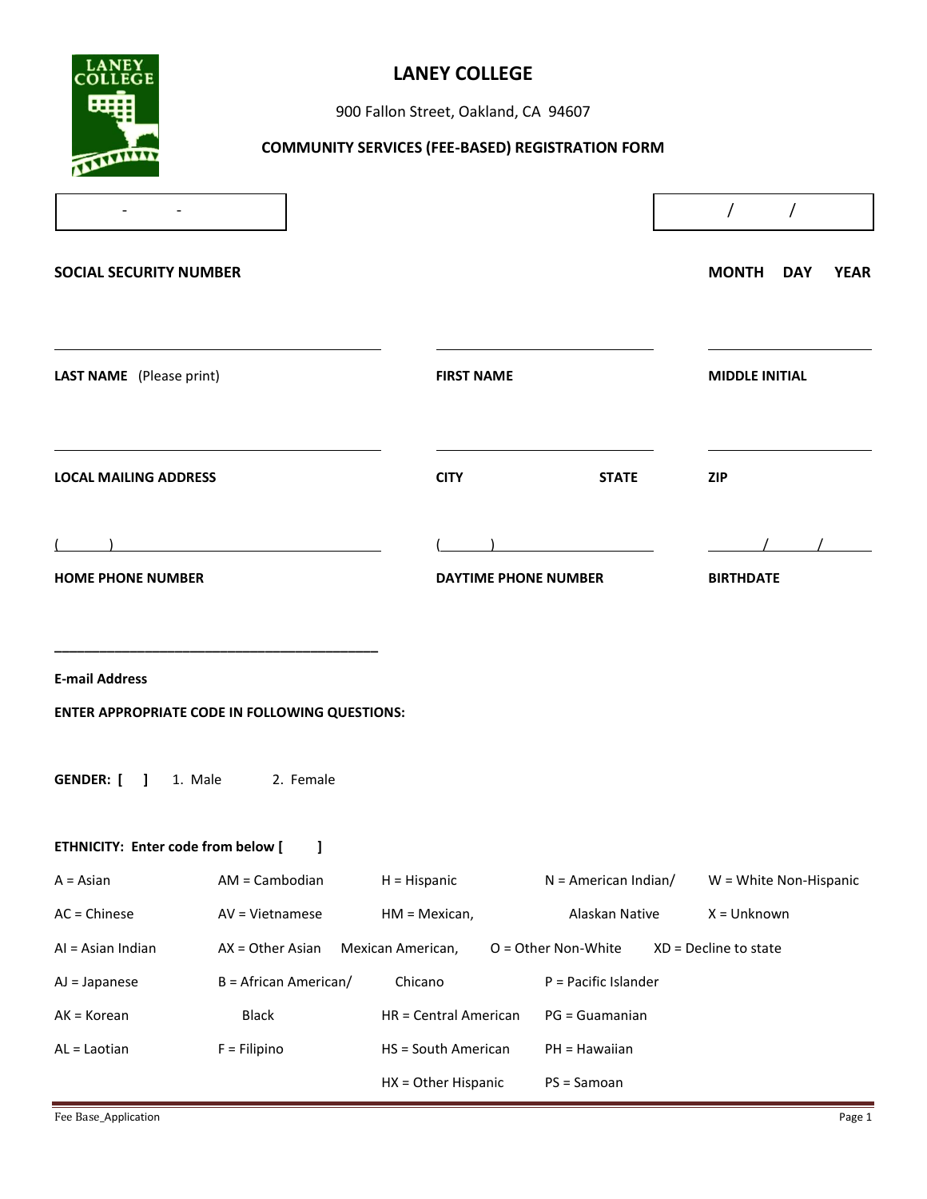# LANEY COLLEGE

900 Fallon Street, Oakland, CA 94607

## COMMUNITY SERVICES (FEE-BASED) REGISTRATION FORM

| - - | / / |
|---|---|
| **SOCIAL SECURITY NUMBER** | **MONTH DAY YEAR** |

| | | |
|---|---|---|
| **LAST NAME** (Please print) | **FIRST NAME** | **MIDDLE INITIAL** |
| **LOCAL MAILING ADDRESS** | **CITY STATE** | **ZIP** |
| ( ) | ( ) | / / |
| **HOME PHONE NUMBER** | **DAYTIME PHONE NUMBER** | **BIRTHDATE** |

___________________________________________

**E-mail Address**

**ENTER APPROPRIATE CODE IN FOLLOWING QUESTIONS:**

**GENDER: [ ]** 1. Male 2. Female

**ETHNICITY: Enter code from below [ ]**

- A = Asian
- AC = Chinese
- AI = Asian Indian
- AJ = Japanese
- AK = Korean
- AL = Laotian
- AM = Cambodian
- AV = Vietnamese
- AX = Other Asian
- B = African American/ Black
- F = Filipino
- H = Hispanic
- HM = Mexican, Mexican American, Chicano
- HR = Central American
- HS = South American
- HX = Other Hispanic
- N = American Indian/ Alaskan Native
- O = Other Non-White
- P = Pacific Islander
- PG = Guamanian
- PH = Hawaiian
- PS = Samoan
- W = White Non-Hispanic
- X = Unknown
- XD = Decline to state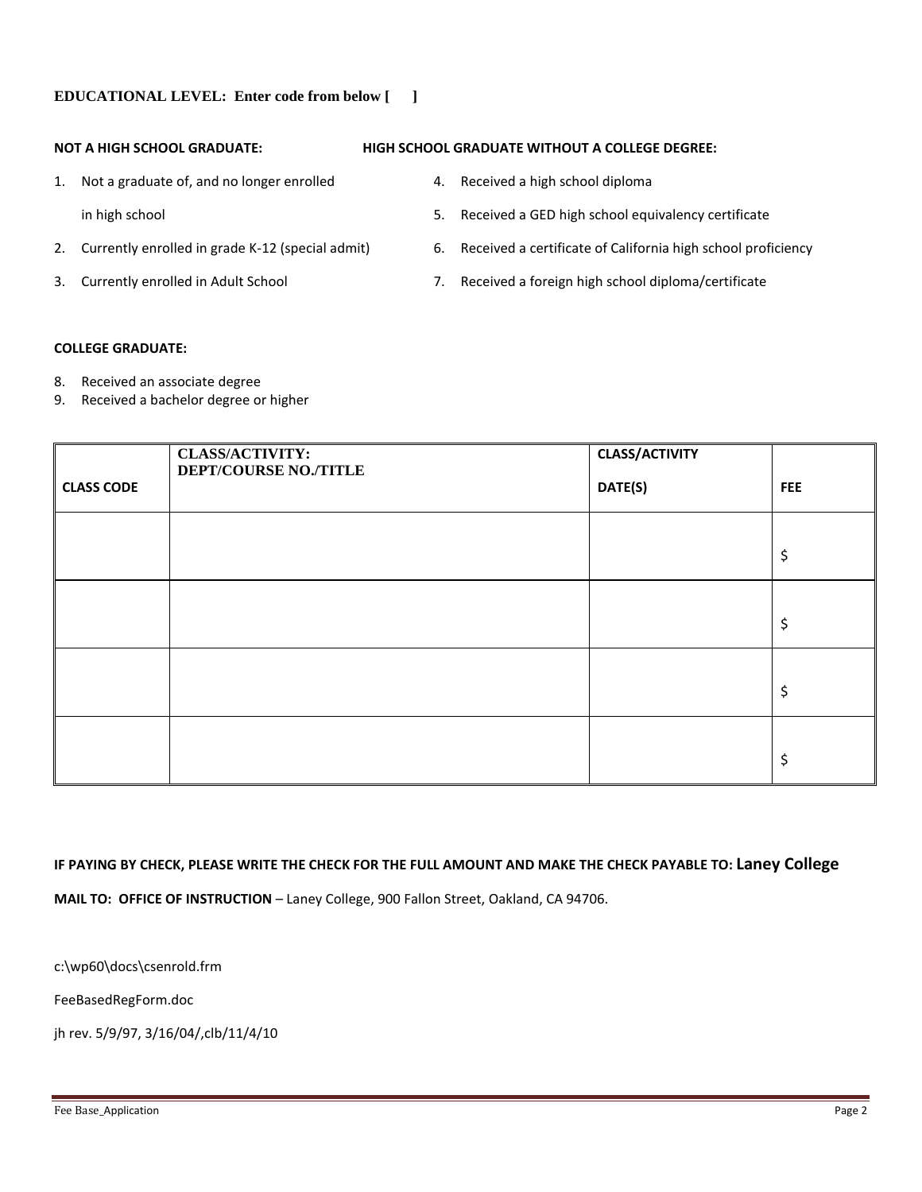**EDUCATIONAL LEVEL: Enter code from below [ ]**

**NOT A HIGH SCHOOL GRADUATE:**

1. Not a graduate of, and no longer enrolled in high school
2. Currently enrolled in grade K-12 (special admit)
3. Currently enrolled in Adult School

**HIGH SCHOOL GRADUATE WITHOUT A COLLEGE DEGREE:**

4. Received a high school diploma
5. Received a GED high school equivalency certificate
6. Received a certificate of California high school proficiency
7. Received a foreign high school diploma/certificate

**COLLEGE GRADUATE:**

8. Received an associate degree
9. Received a bachelor degree or higher

| CLASS CODE | CLASS/ACTIVITY: DEPT/COURSE NO./TITLE | CLASS/ACTIVITY DATE(S) | FEE |
|---|---|---|---|
| | | | $ |
| | | | $ |
| | | | $ |
| | | | $ |

**IF PAYING BY CHECK, PLEASE WRITE THE CHECK FOR THE FULL AMOUNT AND MAKE THE CHECK PAYABLE TO: Laney College**

**MAIL TO: OFFICE OF INSTRUCTION** – Laney College, 900 Fallon Street, Oakland, CA 94706.

c:\wp60\docs\csenrold.frm

FeeBasedRegForm.doc

jh rev. 5/9/97, 3/16/04/,clb/11/4/10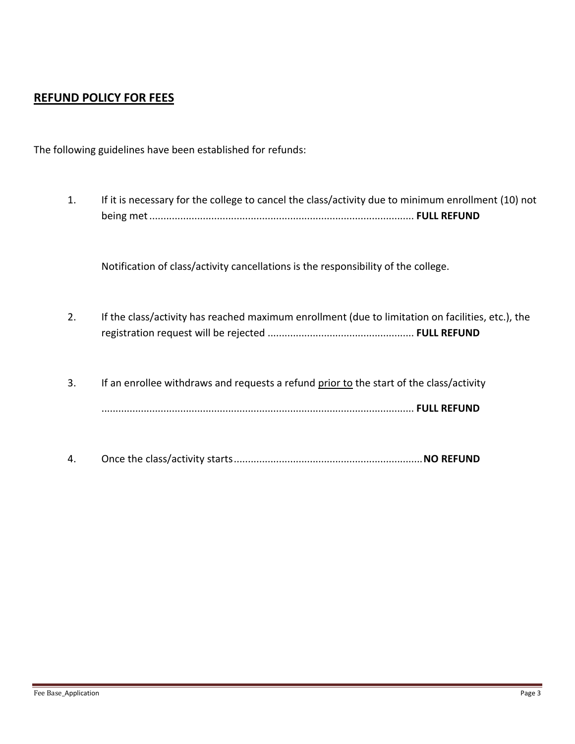## **REFUND POLICY FOR FEES**

The following guidelines have been established for refunds:

1. If it is necessary for the college to cancel the class/activity due to minimum enrollment (10) not being met ............................................................................................ **FULL REFUND**

   Notification of class/activity cancellations is the responsibility of the college.

2. If the class/activity has reached maximum enrollment (due to limitation on facilities, etc.), the registration request will be rejected ................................................... **FULL REFUND**

3. If an enrollee withdraws and requests a refund <u>prior to</u> the start of the class/activity

   ............................................................................................................. **FULL REFUND**

4. Once the class/activity starts.................................................................. **NO REFUND**